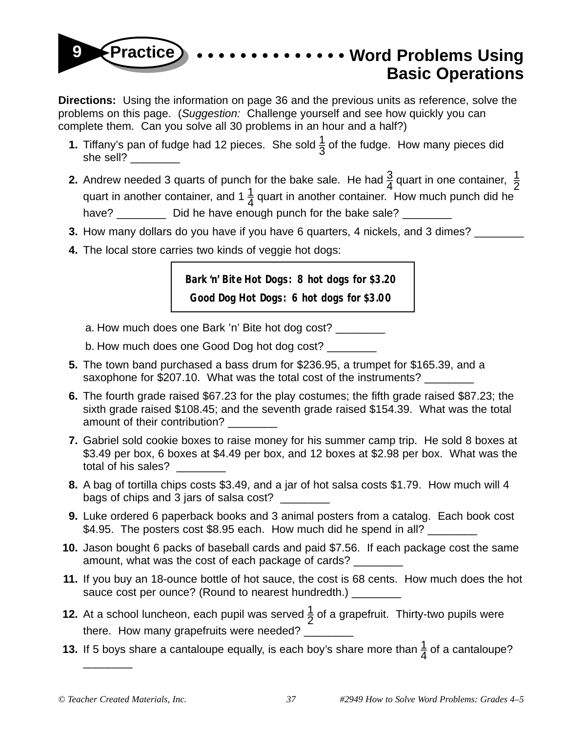# 9 Practice • • • • • • • • • • • • • • Word Problems Using Basic Operations

**Directions:** Using the information on page 36 and the previous units as reference, solve the problems on this page. (*Suggestion:* Challenge yourself and see how quickly you can complete them. Can you solve all 30 problems in an hour and a half?)

1. Tiffany's pan of fudge had 12 pieces. She sold $\frac{1}{3}$ of the fudge. How many pieces did she sell? ________
2. Andrew needed 3 quarts of punch for the bake sale. He had $\frac{3}{4}$ quart in one container, $\frac{1}{2}$ quart in another container, and 1 $\frac{1}{4}$ quart in another container. How much punch did he have? ________ Did he have enough punch for the bake sale? ________
3. How many dollars do you have if you have 6 quarters, 4 nickels, and 3 dimes? ________
4. The local store carries two kinds of veggie hot dogs:

   **Bark 'n' Bite Hot Dogs: 8 hot dogs for $3.20**

   **Good Dog Hot Dogs: 6 hot dogs for $3.00**

   a. How much does one Bark 'n' Bite hot dog cost? ________

   b. How much does one Good Dog hot dog cost? ________
5. The town band purchased a bass drum for $236.95, a trumpet for $165.39, and a saxophone for $207.10. What was the total cost of the instruments? ________
6. The fourth grade raised $67.23 for the play costumes; the fifth grade raised $87.23; the sixth grade raised $108.45; and the seventh grade raised $154.39. What was the total amount of their contribution? ________
7. Gabriel sold cookie boxes to raise money for his summer camp trip. He sold 8 boxes at $3.49 per box, 6 boxes at $4.49 per box, and 12 boxes at $2.98 per box. What was the total of his sales? ________
8. A bag of tortilla chips costs $3.49, and a jar of hot salsa costs $1.79. How much will 4 bags of chips and 3 jars of salsa cost? ________
9. Luke ordered 6 paperback books and 3 animal posters from a catalog. Each book cost $4.95. The posters cost $8.95 each. How much did he spend in all? ________
10. Jason bought 6 packs of baseball cards and paid $7.56. If each package cost the same amount, what was the cost of each package of cards? ________
11. If you buy an 18-ounce bottle of hot sauce, the cost is 68 cents. How much does the hot sauce cost per ounce? (Round to nearest hundredth.) ________
12. At a school luncheon, each pupil was served $\frac{1}{2}$ of a grapefruit. Thirty-two pupils were there. How many grapefruits were needed? ________
13. If 5 boys share a cantaloupe equally, is each boy's share more than $\frac{1}{4}$ of a cantaloupe? ________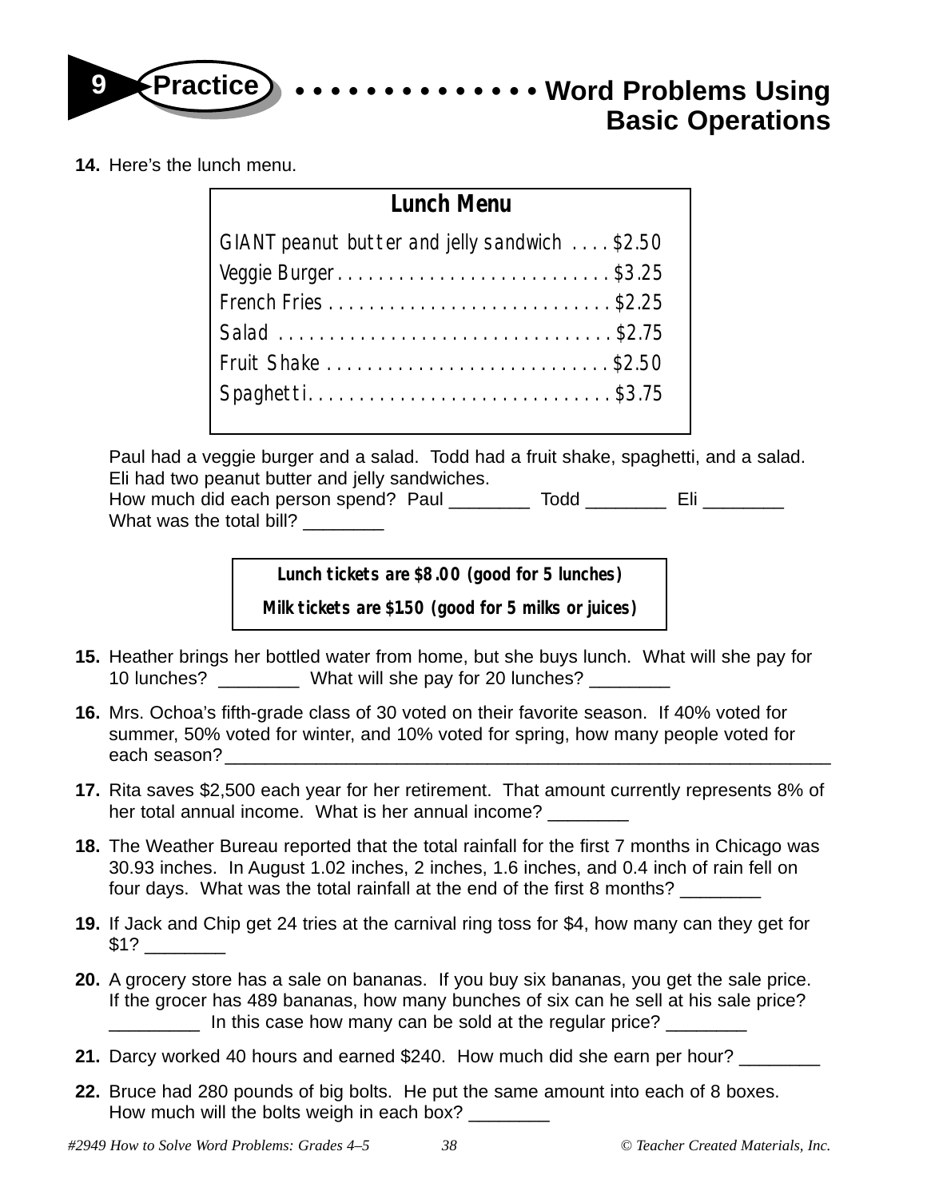# 9 Practice • • • • • • • • • • • • • • Word Problems Using Basic Operations

**14.** Here's the lunch menu.

| **Lunch Menu** | |
|---|---|
| GIANT peanut butter and jelly sandwich | $2.50 |
| Veggie Burger | $3.25 |
| French Fries | $2.25 |
| Salad | $2.75 |
| Fruit Shake | $2.50 |
| Spaghetti | $3.75 |

Paul had a veggie burger and a salad. Todd had a fruit shake, spaghetti, and a salad. Eli had two peanut butter and jelly sandwiches.
How much did each person spend? Paul ________ Todd ________ Eli ________
What was the total bill? ________

> **Lunch tickets are $8.00 (good for 5 lunches)**
>
> **Milk tickets are $150 (good for 5 milks or juices)**

**15.** Heather brings her bottled water from home, but she buys lunch. What will she pay for 10 lunches? ________ What will she pay for 20 lunches? ________

**16.** Mrs. Ochoa's fifth-grade class of 30 voted on their favorite season. If 40% voted for summer, 50% voted for winter, and 10% voted for spring, how many people voted for each season?________________________________________________________________

**17.** Rita saves $2,500 each year for her retirement. That amount currently represents 8% of her total annual income. What is her annual income? ________

**18.** The Weather Bureau reported that the total rainfall for the first 7 months in Chicago was 30.93 inches. In August 1.02 inches, 2 inches, 1.6 inches, and 0.4 inch of rain fell on four days. What was the total rainfall at the end of the first 8 months? ________

**19.** If Jack and Chip get 24 tries at the carnival ring toss for $4, how many can they get for $1? ________

**20.** A grocery store has a sale on bananas. If you buy six bananas, you get the sale price. If the grocer has 489 bananas, how many bunches of six can he sell at his sale price? _________ In this case how many can be sold at the regular price? ________

**21.** Darcy worked 40 hours and earned $240. How much did she earn per hour? ________

**22.** Bruce had 280 pounds of big bolts. He put the same amount into each of 8 boxes. How much will the bolts weigh in each box? ________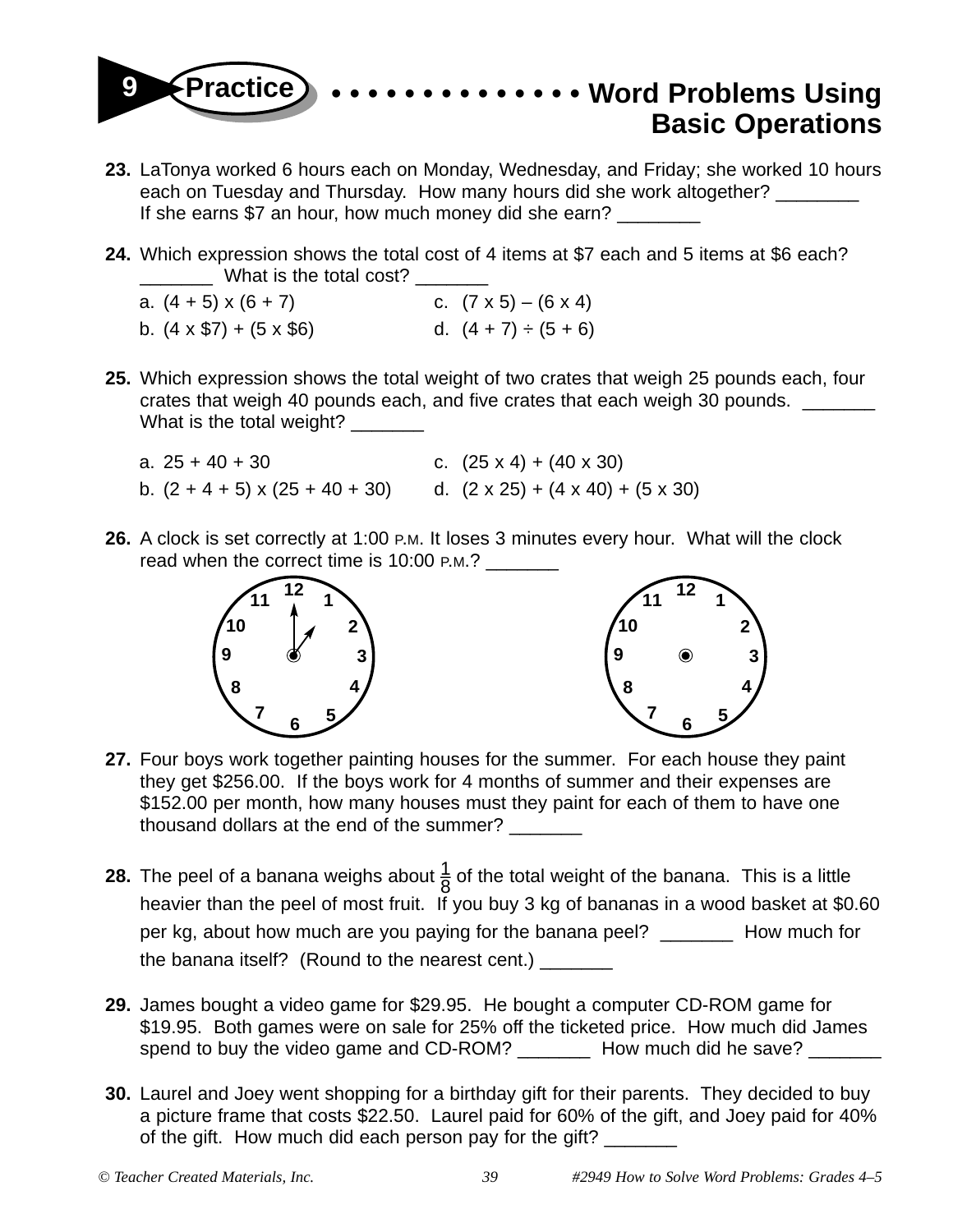# 9 Practice • • • • • • • • • • • • • • Word Problems Using Basic Operations

**23.** LaTonya worked 6 hours each on Monday, Wednesday, and Friday; she worked 10 hours each on Tuesday and Thursday. How many hours did she work altogether? ________ If she earns $7 an hour, how much money did she earn? ________

**24.** Which expression shows the total cost of 4 items at $7 each and 5 items at $6 each? _______ What is the total cost? _______

a. (4 + 5) x (6 + 7)

b. (4 x $7) + (5 x $6)

c. (7 x 5) – (6 x 4)

d. (4 + 7) ÷ (5 + 6)

**25.** Which expression shows the total weight of two crates that weigh 25 pounds each, four crates that weigh 40 pounds each, and five crates that each weigh 30 pounds. _______ What is the total weight? _______

a. 25 + 40 + 30

b. (2 + 4 + 5) x (25 + 40 + 30)

c. (25 x 4) + (40 x 30)

d. (2 x 25) + (4 x 40) + (5 x 30)

**26.** A clock is set correctly at 1:00 P.M. It loses 3 minutes every hour. What will the clock read when the correct time is 10:00 P.M.? _______

**27.** Four boys work together painting houses for the summer. For each house they paint they get $256.00. If the boys work for 4 months of summer and their expenses are $152.00 per month, how many houses must they paint for each of them to have one thousand dollars at the end of the summer? _______

**28.** The peel of a banana weighs about $\frac{1}{8}$ of the total weight of the banana. This is a little heavier than the peel of most fruit. If you buy 3 kg of bananas in a wood basket at $0.60 per kg, about how much are you paying for the banana peel? _______ How much for the banana itself? (Round to the nearest cent.) _______

**29.** James bought a video game for $29.95. He bought a computer CD-ROM game for $19.95. Both games were on sale for 25% off the ticketed price. How much did James spend to buy the video game and CD-ROM? _______ How much did he save? _______

**30.** Laurel and Joey went shopping for a birthday gift for their parents. They decided to buy a picture frame that costs $22.50. Laurel paid for 60% of the gift, and Joey paid for 40% of the gift. How much did each person pay for the gift? _______